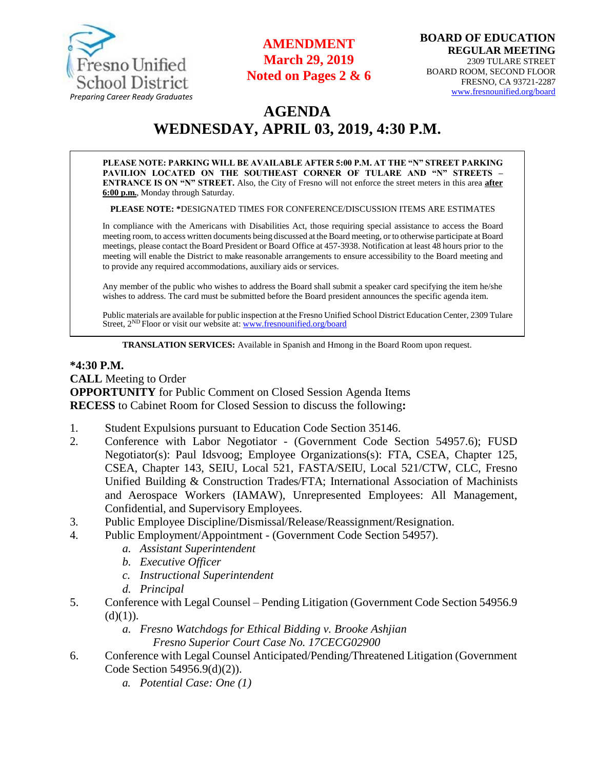Fresno Unified School District
*Preparing Career Ready Graduates*

**AMENDMENT**
**March 29, 2019**
**Noted on Pages 2 & 6**

**BOARD OF EDUCATION**
**REGULAR MEETING**
2309 TULARE STREET
BOARD ROOM, SECOND FLOOR
FRESNO, CA 93721-2287
www.fresnounified.org/board

# AGENDA
# WEDNESDAY, APRIL 03, 2019, 4:30 P.M.

**PLEASE NOTE: PARKING WILL BE AVAILABLE AFTER 5:00 P.M. AT THE "N" STREET PARKING PAVILION LOCATED ON THE SOUTHEAST CORNER OF TULARE AND "N" STREETS – ENTRANCE IS ON "N" STREET.** Also, the City of Fresno will not enforce the street meters in this area **after 6:00 p.m.**, Monday through Saturday.

**PLEASE NOTE: ***DESIGNATED TIMES FOR CONFERENCE/DISCUSSION ITEMS ARE ESTIMATES

In compliance with the Americans with Disabilities Act, those requiring special assistance to access the Board meeting room, to access written documents being discussed at the Board meeting, or to otherwise participate at Board meetings, please contact the Board President or Board Office at 457-3938. Notification at least 48 hours prior to the meeting will enable the District to make reasonable arrangements to ensure accessibility to the Board meeting and to provide any required accommodations, auxiliary aids or services.

Any member of the public who wishes to address the Board shall submit a speaker card specifying the item he/she wishes to address. The card must be submitted before the Board president announces the specific agenda item.

Public materials are available for public inspection at the Fresno Unified School District Education Center, 2309 Tulare Street, 2ND Floor or visit our website at: www.fresnounified.org/board

**TRANSLATION SERVICES:** Available in Spanish and Hmong in the Board Room upon request.

**\*4:30 P.M.**
**CALL** Meeting to Order
**OPPORTUNITY** for Public Comment on Closed Session Agenda Items
**RECESS** to Cabinet Room for Closed Session to discuss the following**:**

1. Student Expulsions pursuant to Education Code Section 35146.
2. Conference with Labor Negotiator - (Government Code Section 54957.6); FUSD Negotiator(s): Paul Idsvoog; Employee Organizations(s): FTA, CSEA, Chapter 125, CSEA, Chapter 143, SEIU, Local 521, FASTA/SEIU, Local 521/CTW, CLC, Fresno Unified Building & Construction Trades/FTA; International Association of Machinists and Aerospace Workers (IAMAW), Unrepresented Employees: All Management, Confidential, and Supervisory Employees.
3. Public Employee Discipline/Dismissal/Release/Reassignment/Resignation.
4. Public Employment/Appointment - (Government Code Section 54957).
   a. *Assistant Superintendent*
   b. *Executive Officer*
   c. *Instructional Superintendent*
   d. *Principal*
5. Conference with Legal Counsel – Pending Litigation (Government Code Section 54956.9 (d)(1)).
   a. *Fresno Watchdogs for Ethical Bidding v. Brooke Ashjian*
      *Fresno Superior Court Case No. 17CECG02900*
6. Conference with Legal Counsel Anticipated/Pending/Threatened Litigation (Government Code Section 54956.9(d)(2)).
   a. *Potential Case: One (1)*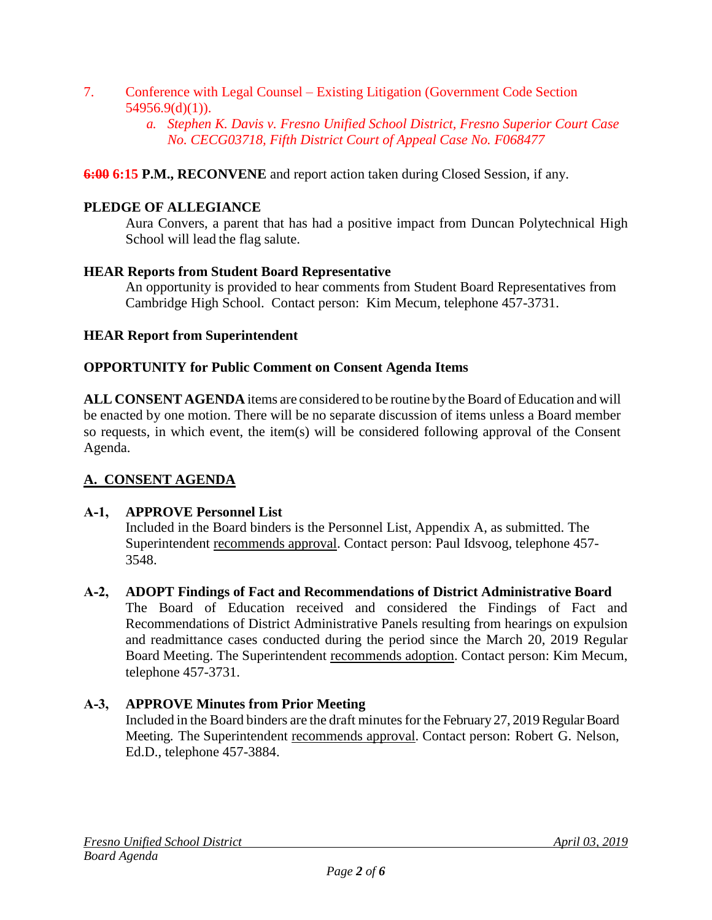7. Conference with Legal Counsel – Existing Litigation (Government Code Section 54956.9(d)(1)).
   a. *Stephen K. Davis v. Fresno Unified School District, Fresno Superior Court Case No. CECG03718, Fifth District Court of Appeal Case No. F068477*

~~**6:00**~~ **6:15 P.M., RECONVENE** and report action taken during Closed Session, if any.

**PLEDGE OF ALLEGIANCE**

Aura Convers, a parent that has had a positive impact from Duncan Polytechnical High School will lead the flag salute.

**HEAR Reports from Student Board Representative**

An opportunity is provided to hear comments from Student Board Representatives from Cambridge High School. Contact person: Kim Mecum, telephone 457-3731.

**HEAR Report from Superintendent**

**OPPORTUNITY for Public Comment on Consent Agenda Items**

**ALL CONSENT AGENDA** items are considered to be routine by the Board of Education and will be enacted by one motion. There will be no separate discussion of items unless a Board member so requests, in which event, the item(s) will be considered following approval of the Consent Agenda.

## <u>A. CONSENT AGENDA</u>

**A-1, APPROVE Personnel List**

Included in the Board binders is the Personnel List, Appendix A, as submitted. The Superintendent <u>recommends approval</u>. Contact person: Paul Idsvoog, telephone 457-3548.

**A-2, ADOPT Findings of Fact and Recommendations of District Administrative Board**

The Board of Education received and considered the Findings of Fact and Recommendations of District Administrative Panels resulting from hearings on expulsion and readmittance cases conducted during the period since the March 20, 2019 Regular Board Meeting. The Superintendent <u>recommends adoption</u>. Contact person: Kim Mecum, telephone 457-3731.

**A-3, APPROVE Minutes from Prior Meeting**

Included in the Board binders are the draft minutes for the February 27, 2019 Regular Board Meeting. The Superintendent <u>recommends approval</u>. Contact person: Robert G. Nelson, Ed.D., telephone 457-3884.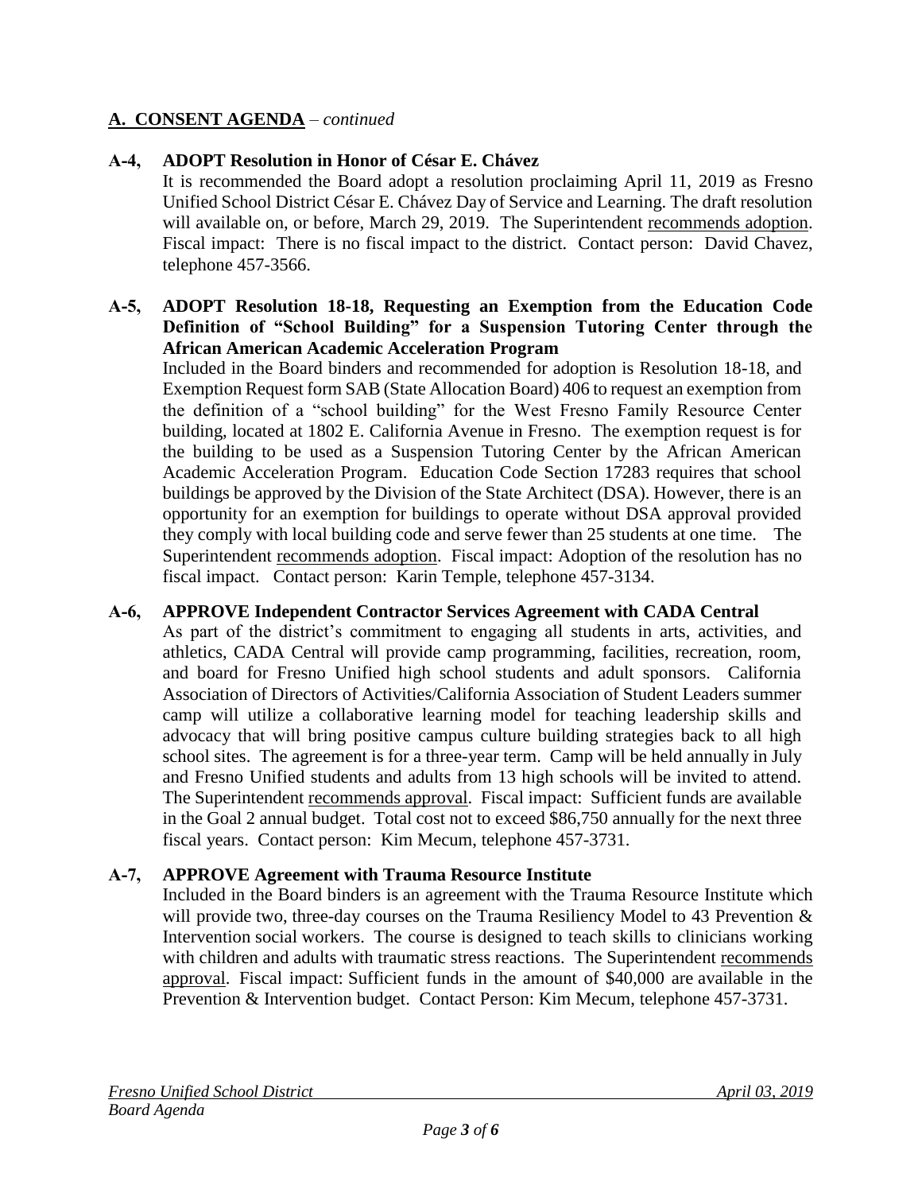## A. CONSENT AGENDA – *continued*

**A-4, ADOPT Resolution in Honor of César E. Chávez**

It is recommended the Board adopt a resolution proclaiming April 11, 2019 as Fresno Unified School District César E. Chávez Day of Service and Learning. The draft resolution will available on, or before, March 29, 2019. The Superintendent recommends adoption. Fiscal impact: There is no fiscal impact to the district. Contact person: David Chavez, telephone 457-3566.

**A-5, ADOPT Resolution 18-18, Requesting an Exemption from the Education Code Definition of "School Building" for a Suspension Tutoring Center through the African American Academic Acceleration Program**

Included in the Board binders and recommended for adoption is Resolution 18-18, and Exemption Request form SAB (State Allocation Board) 406 to request an exemption from the definition of a "school building" for the West Fresno Family Resource Center building, located at 1802 E. California Avenue in Fresno. The exemption request is for the building to be used as a Suspension Tutoring Center by the African American Academic Acceleration Program. Education Code Section 17283 requires that school buildings be approved by the Division of the State Architect (DSA). However, there is an opportunity for an exemption for buildings to operate without DSA approval provided they comply with local building code and serve fewer than 25 students at one time. The Superintendent recommends adoption. Fiscal impact: Adoption of the resolution has no fiscal impact. Contact person: Karin Temple, telephone 457-3134.

**A-6, APPROVE Independent Contractor Services Agreement with CADA Central**

As part of the district's commitment to engaging all students in arts, activities, and athletics, CADA Central will provide camp programming, facilities, recreation, room, and board for Fresno Unified high school students and adult sponsors. California Association of Directors of Activities/California Association of Student Leaders summer camp will utilize a collaborative learning model for teaching leadership skills and advocacy that will bring positive campus culture building strategies back to all high school sites. The agreement is for a three-year term. Camp will be held annually in July and Fresno Unified students and adults from 13 high schools will be invited to attend. The Superintendent recommends approval. Fiscal impact: Sufficient funds are available in the Goal 2 annual budget. Total cost not to exceed $86,750 annually for the next three fiscal years. Contact person: Kim Mecum, telephone 457-3731.

**A-7, APPROVE Agreement with Trauma Resource Institute**

Included in the Board binders is an agreement with the Trauma Resource Institute which will provide two, three-day courses on the Trauma Resiliency Model to 43 Prevention & Intervention social workers. The course is designed to teach skills to clinicians working with children and adults with traumatic stress reactions. The Superintendent recommends approval. Fiscal impact: Sufficient funds in the amount of $40,000 are available in the Prevention & Intervention budget. Contact Person: Kim Mecum, telephone 457-3731.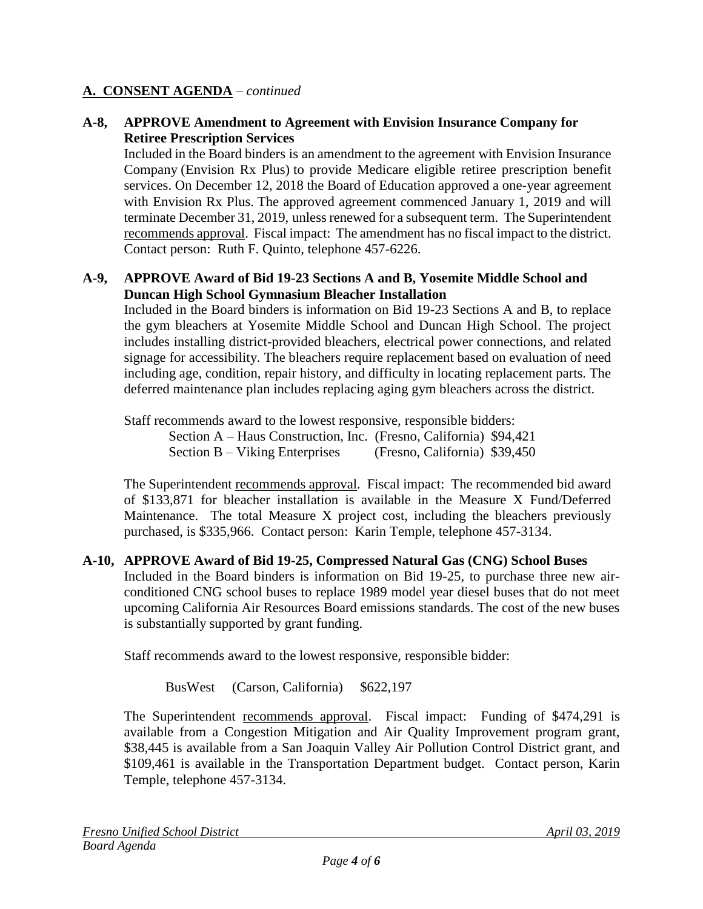## A. CONSENT AGENDA – *continued*

**A-8, APPROVE Amendment to Agreement with Envision Insurance Company for Retiree Prescription Services**

Included in the Board binders is an amendment to the agreement with Envision Insurance Company (Envision Rx Plus) to provide Medicare eligible retiree prescription benefit services. On December 12, 2018 the Board of Education approved a one-year agreement with Envision Rx Plus. The approved agreement commenced January 1, 2019 and will terminate December 31, 2019, unless renewed for a subsequent term. The Superintendent recommends approval. Fiscal impact: The amendment has no fiscal impact to the district. Contact person: Ruth F. Quinto, telephone 457-6226.

**A-9, APPROVE Award of Bid 19-23 Sections A and B, Yosemite Middle School and Duncan High School Gymnasium Bleacher Installation**

Included in the Board binders is information on Bid 19-23 Sections A and B, to replace the gym bleachers at Yosemite Middle School and Duncan High School. The project includes installing district-provided bleachers, electrical power connections, and related signage for accessibility. The bleachers require replacement based on evaluation of need including age, condition, repair history, and difficulty in locating replacement parts. The deferred maintenance plan includes replacing aging gym bleachers across the district.

Staff recommends award to the lowest responsive, responsible bidders:

Section A – Haus Construction, Inc. (Fresno, California) $94,421
Section B – Viking Enterprises (Fresno, California) $39,450

The Superintendent recommends approval. Fiscal impact: The recommended bid award of $133,871 for bleacher installation is available in the Measure X Fund/Deferred Maintenance. The total Measure X project cost, including the bleachers previously purchased, is $335,966. Contact person: Karin Temple, telephone 457-3134.

**A-10, APPROVE Award of Bid 19-25, Compressed Natural Gas (CNG) School Buses**

Included in the Board binders is information on Bid 19-25, to purchase three new air-conditioned CNG school buses to replace 1989 model year diesel buses that do not meet upcoming California Air Resources Board emissions standards. The cost of the new buses is substantially supported by grant funding.

Staff recommends award to the lowest responsive, responsible bidder:

BusWest (Carson, California) $622,197

The Superintendent recommends approval. Fiscal impact: Funding of $474,291 is available from a Congestion Mitigation and Air Quality Improvement program grant, $38,445 is available from a San Joaquin Valley Air Pollution Control District grant, and $109,461 is available in the Transportation Department budget. Contact person, Karin Temple, telephone 457-3134.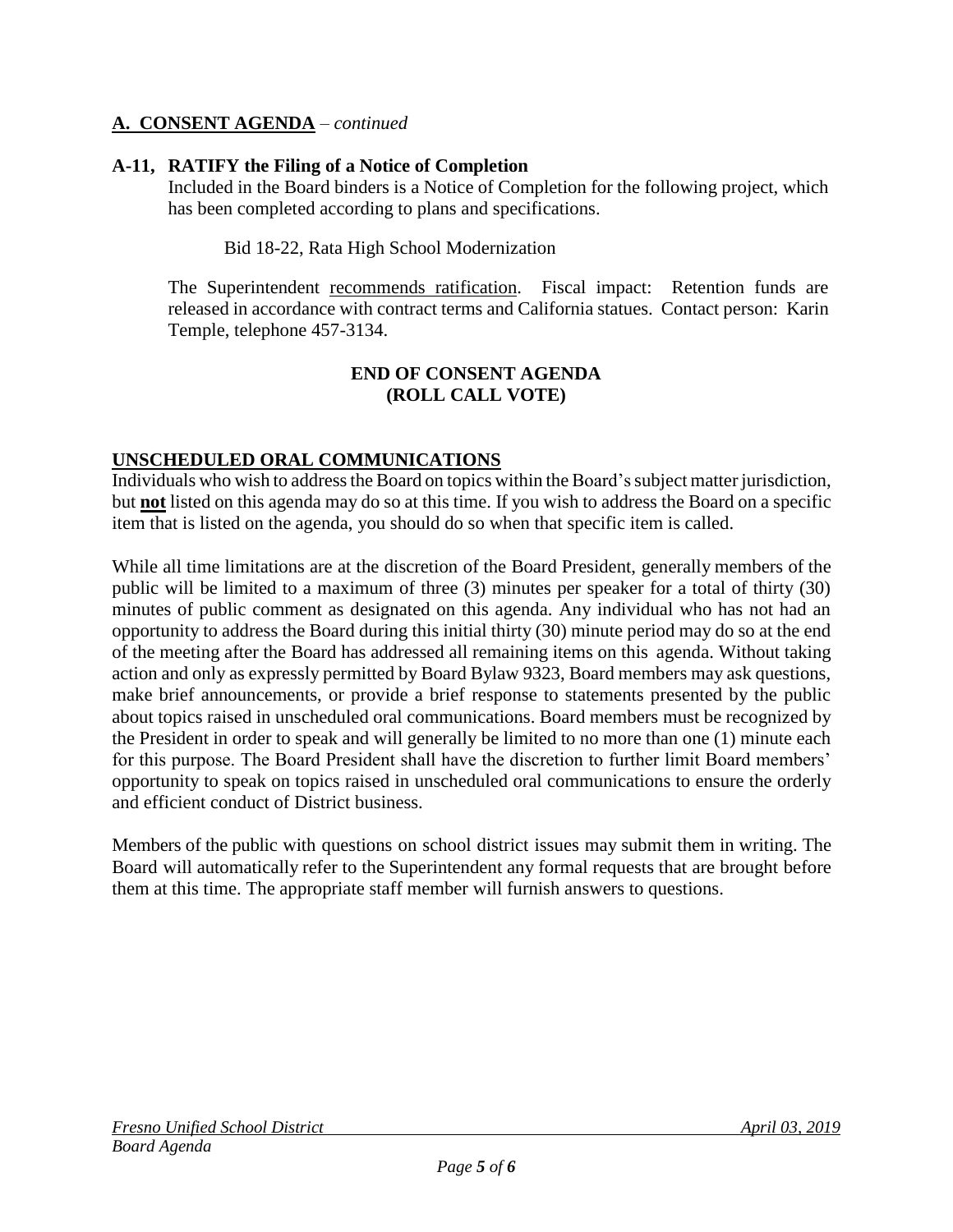## A. CONSENT AGENDA – *continued*

### A-11, RATIFY the Filing of a Notice of Completion

Included in the Board binders is a Notice of Completion for the following project, which has been completed according to plans and specifications.

Bid 18-22, Rata High School Modernization

The Superintendent recommends ratification. Fiscal impact: Retention funds are released in accordance with contract terms and California statues. Contact person: Karin Temple, telephone 457-3134.

**END OF CONSENT AGENDA**
**(ROLL CALL VOTE)**

## UNSCHEDULED ORAL COMMUNICATIONS

Individuals who wish to address the Board on topics within the Board's subject matter jurisdiction, but **not** listed on this agenda may do so at this time. If you wish to address the Board on a specific item that is listed on the agenda, you should do so when that specific item is called.

While all time limitations are at the discretion of the Board President, generally members of the public will be limited to a maximum of three (3) minutes per speaker for a total of thirty (30) minutes of public comment as designated on this agenda. Any individual who has not had an opportunity to address the Board during this initial thirty (30) minute period may do so at the end of the meeting after the Board has addressed all remaining items on this agenda. Without taking action and only as expressly permitted by Board Bylaw 9323, Board members may ask questions, make brief announcements, or provide a brief response to statements presented by the public about topics raised in unscheduled oral communications. Board members must be recognized by the President in order to speak and will generally be limited to no more than one (1) minute each for this purpose. The Board President shall have the discretion to further limit Board members' opportunity to speak on topics raised in unscheduled oral communications to ensure the orderly and efficient conduct of District business.

Members of the public with questions on school district issues may submit them in writing. The Board will automatically refer to the Superintendent any formal requests that are brought before them at this time. The appropriate staff member will furnish answers to questions.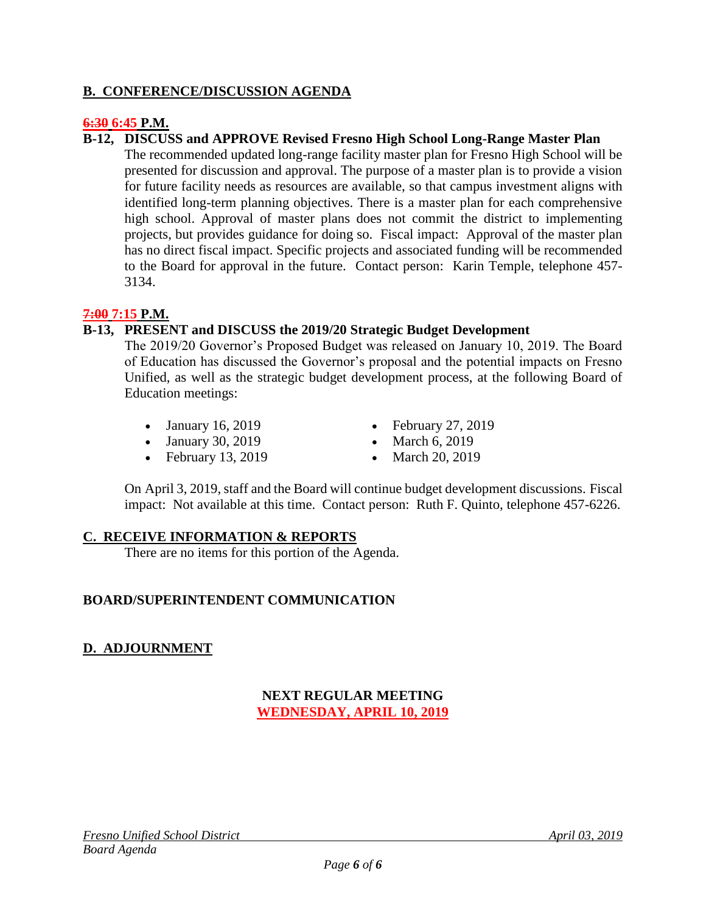## B. CONFERENCE/DISCUSSION AGENDA

**~~6:30~~ 6:45 P.M.**

**B-12, DISCUSS and APPROVE Revised Fresno High School Long-Range Master Plan**

The recommended updated long-range facility master plan for Fresno High School will be presented for discussion and approval. The purpose of a master plan is to provide a vision for future facility needs as resources are available, so that campus investment aligns with identified long-term planning objectives. There is a master plan for each comprehensive high school. Approval of master plans does not commit the district to implementing projects, but provides guidance for doing so. Fiscal impact: Approval of the master plan has no direct fiscal impact. Specific projects and associated funding will be recommended to the Board for approval in the future. Contact person: Karin Temple, telephone 457-3134.

**~~7:00~~ 7:15 P.M.**

**B-13, PRESENT and DISCUSS the 2019/20 Strategic Budget Development**

The 2019/20 Governor's Proposed Budget was released on January 10, 2019. The Board of Education has discussed the Governor's proposal and the potential impacts on Fresno Unified, as well as the strategic budget development process, at the following Board of Education meetings:

- January 16, 2019
- January 30, 2019
- February 13, 2019
- February 27, 2019
- March 6, 2019
- March 20, 2019

On April 3, 2019, staff and the Board will continue budget development discussions. Fiscal impact: Not available at this time. Contact person: Ruth F. Quinto, telephone 457-6226.

## C. RECEIVE INFORMATION & REPORTS

There are no items for this portion of the Agenda.

**BOARD/SUPERINTENDENT COMMUNICATION**

## D. ADJOURNMENT

**NEXT REGULAR MEETING**
**WEDNESDAY, APRIL 10, 2019**